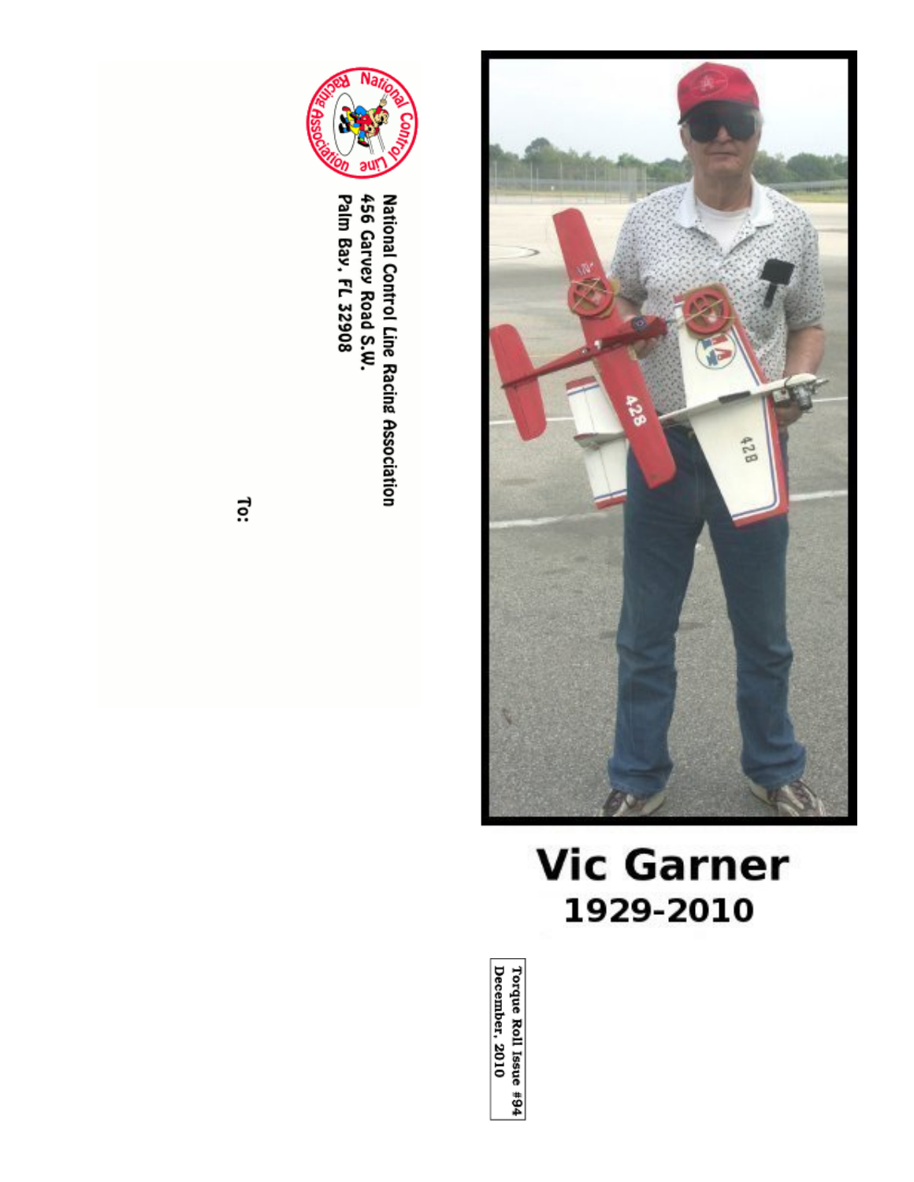National Control Line Racing Association
456 Garvey Road S.W.
Palm Bay, FL 32908

To:

# Vic Garner
## 1929-2010

Torque Roll Issue #94
December, 2010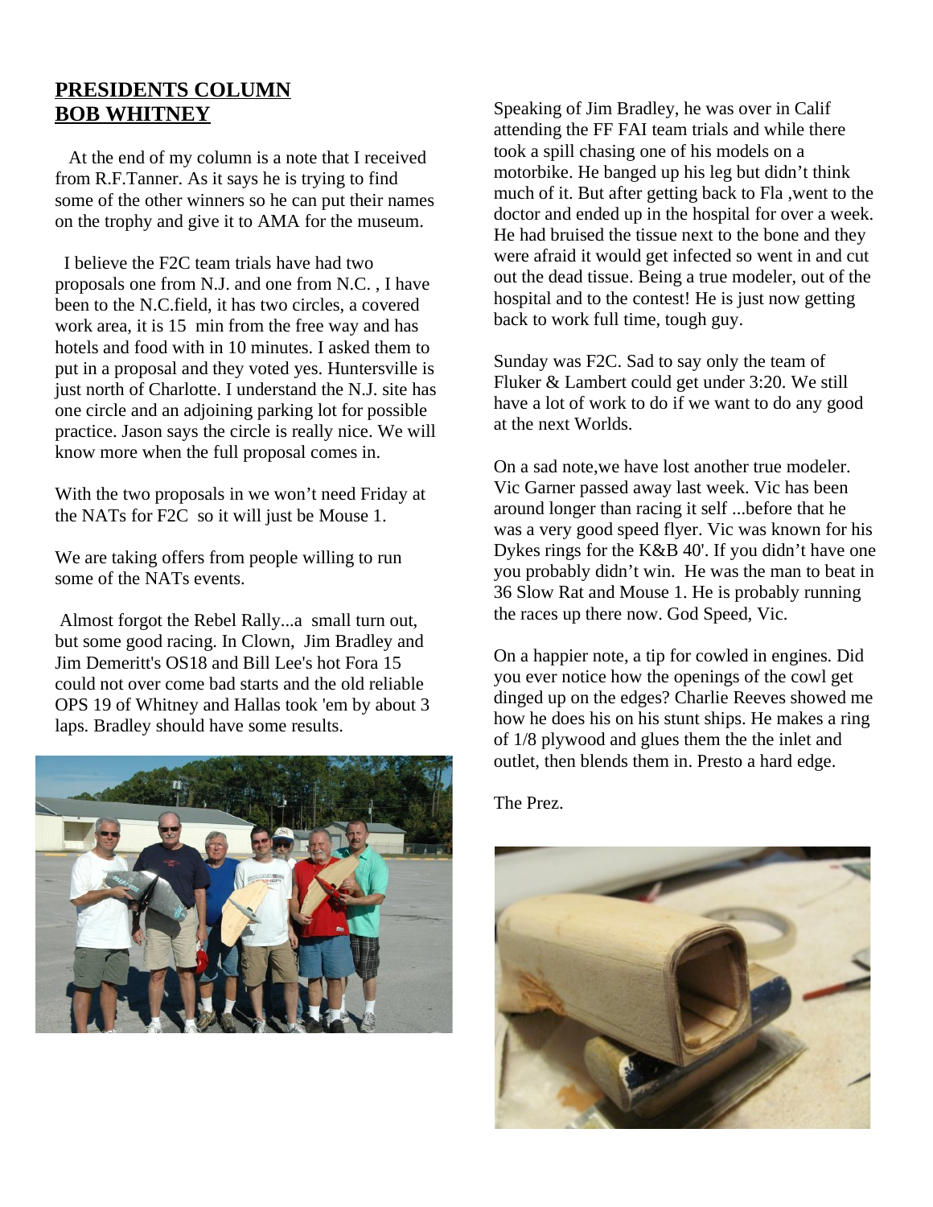# PRESIDENTS COLUMN
# BOB WHITNEY

At the end of my column is a note that I received from R.F.Tanner. As it says he is trying to find some of the other winners so he can put their names on the trophy and give it to AMA for the museum.

I believe the F2C team trials have had two proposals one from N.J. and one from N.C. , I have been to the N.C.field, it has two circles, a covered work area, it is 15 min from the free way and has hotels and food with in 10 minutes. I asked them to put in a proposal and they voted yes. Huntersville is just north of Charlotte. I understand the N.J. site has one circle and an adjoining parking lot for possible practice. Jason says the circle is really nice. We will know more when the full proposal comes in.

With the two proposals in we won't need Friday at the NATs for F2C so it will just be Mouse 1.

We are taking offers from people willing to run some of the NATs events.

Almost forgot the Rebel Rally...a small turn out, but some good racing. In Clown, Jim Bradley and Jim Demeritt's OS18 and Bill Lee's hot Fora 15 could not over come bad starts and the old reliable OPS 19 of Whitney and Hallas took 'em by about 3 laps. Bradley should have some results.

Speaking of Jim Bradley, he was over in Calif attending the FF FAI team trials and while there took a spill chasing one of his models on a motorbike. He banged up his leg but didn't think much of it. But after getting back to Fla ,went to the doctor and ended up in the hospital for over a week. He had bruised the tissue next to the bone and they were afraid it would get infected so went in and cut out the dead tissue. Being a true modeler, out of the hospital and to the contest! He is just now getting back to work full time, tough guy.

Sunday was F2C. Sad to say only the team of Fluker & Lambert could get under 3:20. We still have a lot of work to do if we want to do any good at the next Worlds.

On a sad note,we have lost another true modeler. Vic Garner passed away last week. Vic has been around longer than racing it self ...before that he was a very good speed flyer. Vic was known for his Dykes rings for the K&B 40'. If you didn't have one you probably didn't win. He was the man to beat in 36 Slow Rat and Mouse 1. He is probably running the races up there now. God Speed, Vic.

On a happier note, a tip for cowled in engines. Did you ever notice how the openings of the cowl get dinged up on the edges? Charlie Reeves showed me how he does his on his stunt ships. He makes a ring of 1/8 plywood and glues them the the inlet and outlet, then blends them in. Presto a hard edge.

The Prez.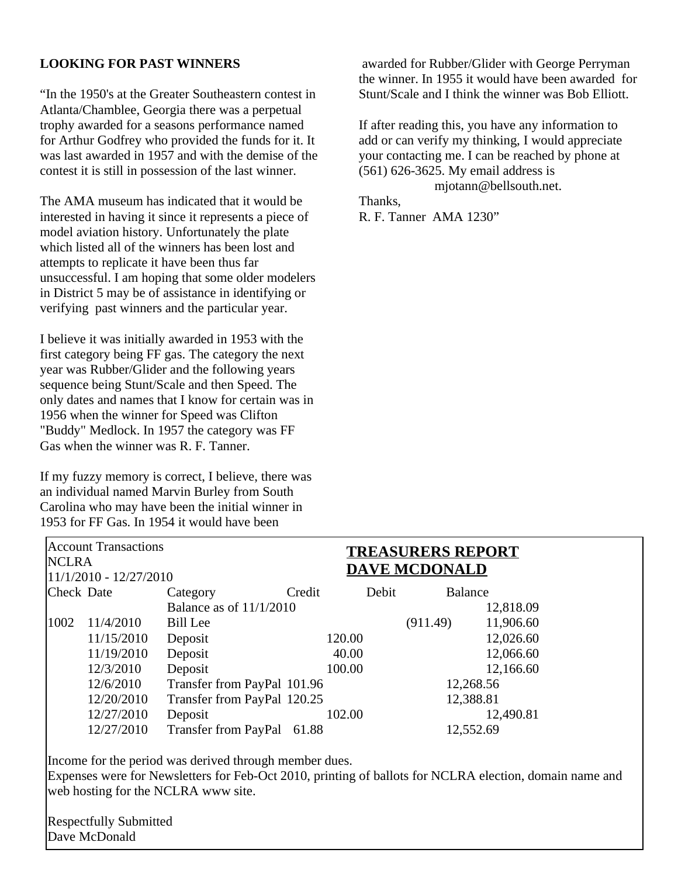**LOOKING FOR PAST WINNERS**

"In the 1950's at the Greater Southeastern contest in Atlanta/Chamblee, Georgia there was a perpetual trophy awarded for a seasons performance named for Arthur Godfrey who provided the funds for it. It was last awarded in 1957 and with the demise of the contest it is still in possession of the last winner.

The AMA museum has indicated that it would be interested in having it since it represents a piece of model aviation history. Unfortunately the plate which listed all of the winners has been lost and attempts to replicate it have been thus far unsuccessful. I am hoping that some older modelers in District 5 may be of assistance in identifying or verifying past winners and the particular year.

I believe it was initially awarded in 1953 with the first category being FF gas. The category the next year was Rubber/Glider and the following years sequence being Stunt/Scale and then Speed. The only dates and names that I know for certain was in 1956 when the winner for Speed was Clifton "Buddy" Medlock. In 1957 the category was FF Gas when the winner was R. F. Tanner.

If my fuzzy memory is correct, I believe, there was an individual named Marvin Burley from South Carolina who may have been the initial winner in 1953 for FF Gas. In 1954 it would have been awarded for Rubber/Glider with George Perryman the winner. In 1955 it would have been awarded for Stunt/Scale and I think the winner was Bob Elliott.

If after reading this, you have any information to add or can verify my thinking, I would appreciate your contacting me. I can be reached by phone at (561) 626-3625. My email address is mjotann@bellsouth.net.

Thanks,
R. F. Tanner AMA 1230"

## TREASURERS REPORT
## DAVE MCDONALD

Account Transactions
NCLRA
11/1/2010 - 12/27/2010

| Check | Date | Category | Credit | Debit | Balance |
|---|---|---|---|---|---|
| | | Balance as of 11/1/2010 | | | 12,818.09 |
| 1002 | 11/4/2010 | Bill Lee | | (911.49) | 11,906.60 |
| | 11/15/2010 | Deposit | 120.00 | | 12,026.60 |
| | 11/19/2010 | Deposit | 40.00 | | 12,066.60 |
| | 12/3/2010 | Deposit | 100.00 | | 12,166.60 |
| | 12/6/2010 | Transfer from PayPal | 101.96 | | 12,268.56 |
| | 12/20/2010 | Transfer from PayPal | 120.25 | | 12,388.81 |
| | 12/27/2010 | Deposit | 102.00 | | 12,490.81 |
| | 12/27/2010 | Transfer from PayPal | 61.88 | | 12,552.69 |

Income for the period was derived through member dues.
Expenses were for Newsletters for Feb-Oct 2010, printing of ballots for NCLRA election, domain name and web hosting for the NCLRA www site.

Respectfully Submitted
Dave McDonald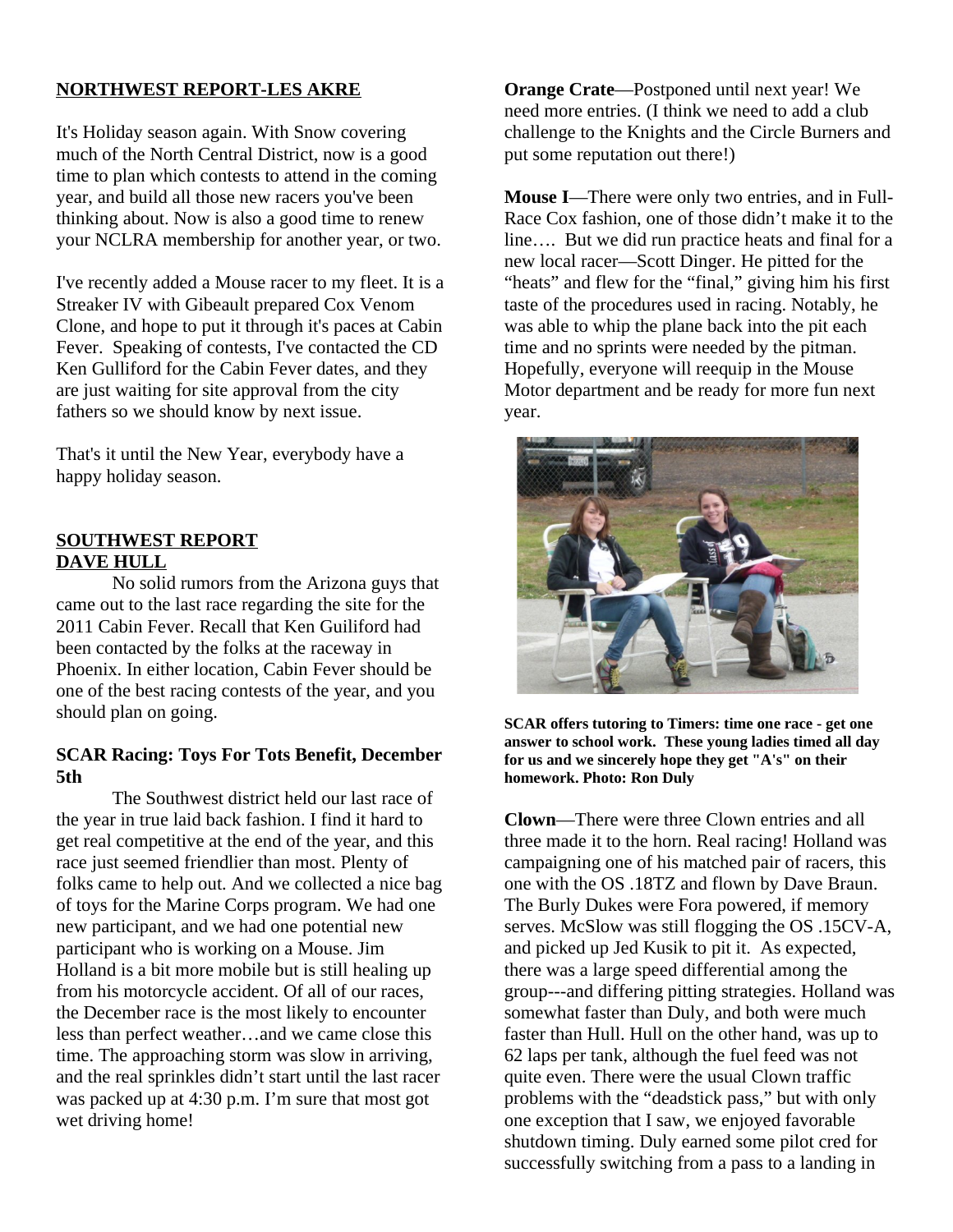## NORTHWEST REPORT-LES AKRE

It's Holiday season again. With Snow covering much of the North Central District, now is a good time to plan which contests to attend in the coming year, and build all those new racers you've been thinking about. Now is also a good time to renew your NCLRA membership for another year, or two.

I've recently added a Mouse racer to my fleet. It is a Streaker IV with Gibeault prepared Cox Venom Clone, and hope to put it through it's paces at Cabin Fever. Speaking of contests, I've contacted the CD Ken Gulliford for the Cabin Fever dates, and they are just waiting for site approval from the city fathers so we should know by next issue.

That's it until the New Year, everybody have a happy holiday season.

## SOUTHWEST REPORT
## DAVE HULL

No solid rumors from the Arizona guys that came out to the last race regarding the site for the 2011 Cabin Fever. Recall that Ken Guiliford had been contacted by the folks at the raceway in Phoenix. In either location, Cabin Fever should be one of the best racing contests of the year, and you should plan on going.

### SCAR Racing: Toys For Tots Benefit, December 5th

The Southwest district held our last race of the year in true laid back fashion. I find it hard to get real competitive at the end of the year, and this race just seemed friendlier than most. Plenty of folks came to help out. And we collected a nice bag of toys for the Marine Corps program. We had one new participant, and we had one potential new participant who is working on a Mouse. Jim Holland is a bit more mobile but is still healing up from his motorcycle accident. Of all of our races, the December race is the most likely to encounter less than perfect weather…and we came close this time. The approaching storm was slow in arriving, and the real sprinkles didn't start until the last racer was packed up at 4:30 p.m. I'm sure that most got wet driving home!

**Orange Crate**—Postponed until next year! We need more entries. (I think we need to add a club challenge to the Knights and the Circle Burners and put some reputation out there!)

**Mouse I**—There were only two entries, and in Full-Race Cox fashion, one of those didn't make it to the line…. But we did run practice heats and final for a new local racer—Scott Dinger. He pitted for the "heats" and flew for the "final," giving him his first taste of the procedures used in racing. Notably, he was able to whip the plane back into the pit each time and no sprints were needed by the pitman. Hopefully, everyone will reequip in the Mouse Motor department and be ready for more fun next year.

**SCAR offers tutoring to Timers: time one race - get one answer to school work. These young ladies timed all day for us and we sincerely hope they get "A's" on their homework. Photo: Ron Duly**

**Clown**—There were three Clown entries and all three made it to the horn. Real racing! Holland was campaigning one of his matched pair of racers, this one with the OS .18TZ and flown by Dave Braun. The Burly Dukes were Fora powered, if memory serves. McSlow was still flogging the OS .15CV-A, and picked up Jed Kusik to pit it. As expected, there was a large speed differential among the group---and differing pitting strategies. Holland was somewhat faster than Duly, and both were much faster than Hull. Hull on the other hand, was up to 62 laps per tank, although the fuel feed was not quite even. There were the usual Clown traffic problems with the "deadstick pass," but with only one exception that I saw, we enjoyed favorable shutdown timing. Duly earned some pilot cred for successfully switching from a pass to a landing in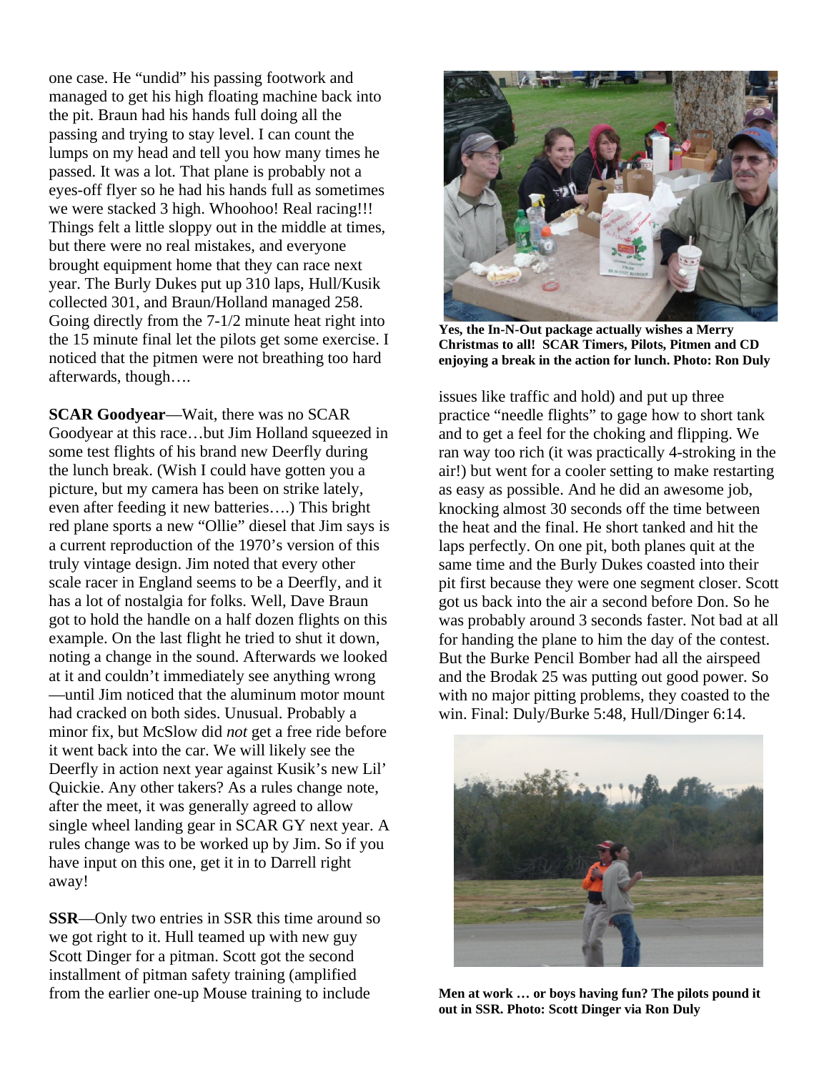one case. He "undid" his passing footwork and managed to get his high floating machine back into the pit. Braun had his hands full doing all the passing and trying to stay level. I can count the lumps on my head and tell you how many times he passed. It was a lot. That plane is probably not a eyes-off flyer so he had his hands full as sometimes we were stacked 3 high. Whoohoo! Real racing!!! Things felt a little sloppy out in the middle at times, but there were no real mistakes, and everyone brought equipment home that they can race next year. The Burly Dukes put up 310 laps, Hull/Kusik collected 301, and Braun/Holland managed 258. Going directly from the 7-1/2 minute heat right into the 15 minute final let the pilots get some exercise. I noticed that the pitmen were not breathing too hard afterwards, though….

**SCAR Goodyear**—Wait, there was no SCAR Goodyear at this race…but Jim Holland squeezed in some test flights of his brand new Deerfly during the lunch break. (Wish I could have gotten you a picture, but my camera has been on strike lately, even after feeding it new batteries….) This bright red plane sports a new "Ollie" diesel that Jim says is a current reproduction of the 1970's version of this truly vintage design. Jim noted that every other scale racer in England seems to be a Deerfly, and it has a lot of nostalgia for folks. Well, Dave Braun got to hold the handle on a half dozen flights on this example. On the last flight he tried to shut it down, noting a change in the sound. Afterwards we looked at it and couldn't immediately see anything wrong—until Jim noticed that the aluminum motor mount had cracked on both sides. Unusual. Probably a minor fix, but McSlow did *not* get a free ride before it went back into the car. We will likely see the Deerfly in action next year against Kusik's new Lil' Quickie. Any other takers? As a rules change note, after the meet, it was generally agreed to allow single wheel landing gear in SCAR GY next year. A rules change was to be worked up by Jim. So if you have input on this one, get it in to Darrell right away!

**SSR**—Only two entries in SSR this time around so we got right to it. Hull teamed up with new guy Scott Dinger for a pitman. Scott got the second installment of pitman safety training (amplified from the earlier one-up Mouse training to include issues like traffic and hold) and put up three practice "needle flights" to gage how to short tank and to get a feel for the choking and flipping. We ran way too rich (it was practically 4-stroking in the air!) but went for a cooler setting to make restarting as easy as possible. And he did an awesome job, knocking almost 30 seconds off the time between the heat and the final. He short tanked and hit the laps perfectly. On one pit, both planes quit at the same time and the Burly Dukes coasted into their pit first because they were one segment closer. Scott got us back into the air a second before Don. So he was probably around 3 seconds faster. Not bad at all for handing the plane to him the day of the contest. But the Burke Pencil Bomber had all the airspeed and the Brodak 25 was putting out good power. So with no major pitting problems, they coasted to the win. Final: Duly/Burke 5:48, Hull/Dinger 6:14.

**Yes, the In-N-Out package actually wishes a Merry Christmas to all! SCAR Timers, Pilots, Pitmen and CD enjoying a break in the action for lunch. Photo: Ron Duly**

**Men at work … or boys having fun? The pilots pound it out in SSR. Photo: Scott Dinger via Ron Duly**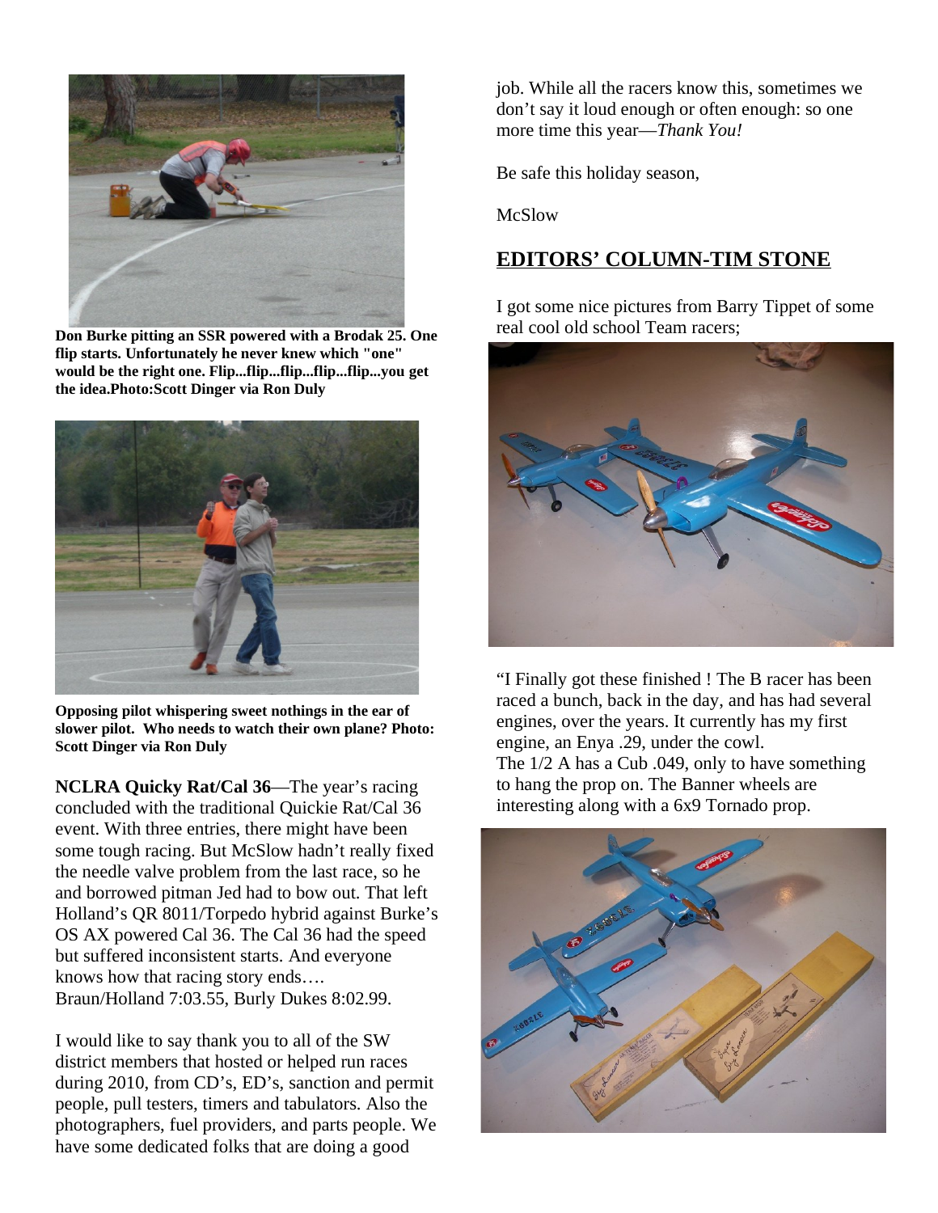**Don Burke pitting an SSR powered with a Brodak 25. One flip starts. Unfortunately he never knew which "one" would be the right one. Flip...flip...flip...flip...flip...you get the idea.Photo:Scott Dinger via Ron Duly**

**Opposing pilot whispering sweet nothings in the ear of slower pilot. Who needs to watch their own plane? Photo: Scott Dinger via Ron Duly**

**NCLRA Quicky Rat/Cal 36**—The year's racing concluded with the traditional Quickie Rat/Cal 36 event. With three entries, there might have been some tough racing. But McSlow hadn't really fixed the needle valve problem from the last race, so he and borrowed pitman Jed had to bow out. That left Holland's QR 8011/Torpedo hybrid against Burke's OS AX powered Cal 36. The Cal 36 had the speed but suffered inconsistent starts. And everyone knows how that racing story ends…. Braun/Holland 7:03.55, Burly Dukes 8:02.99.

I would like to say thank you to all of the SW district members that hosted or helped run races during 2010, from CD's, ED's, sanction and permit people, pull testers, timers and tabulators. Also the photographers, fuel providers, and parts people. We have some dedicated folks that are doing a good job. While all the racers know this, sometimes we don't say it loud enough or often enough: so one more time this year—*Thank You!*

Be safe this holiday season,

McSlow

## EDITORS' COLUMN-TIM STONE

I got some nice pictures from Barry Tippet of some real cool old school Team racers;

"I Finally got these finished ! The B racer has been raced a bunch, back in the day, and has had several engines, over the years. It currently has my first engine, an Enya .29, under the cowl.
The 1/2 A has a Cub .049, only to have something to hang the prop on. The Banner wheels are interesting along with a 6x9 Tornado prop.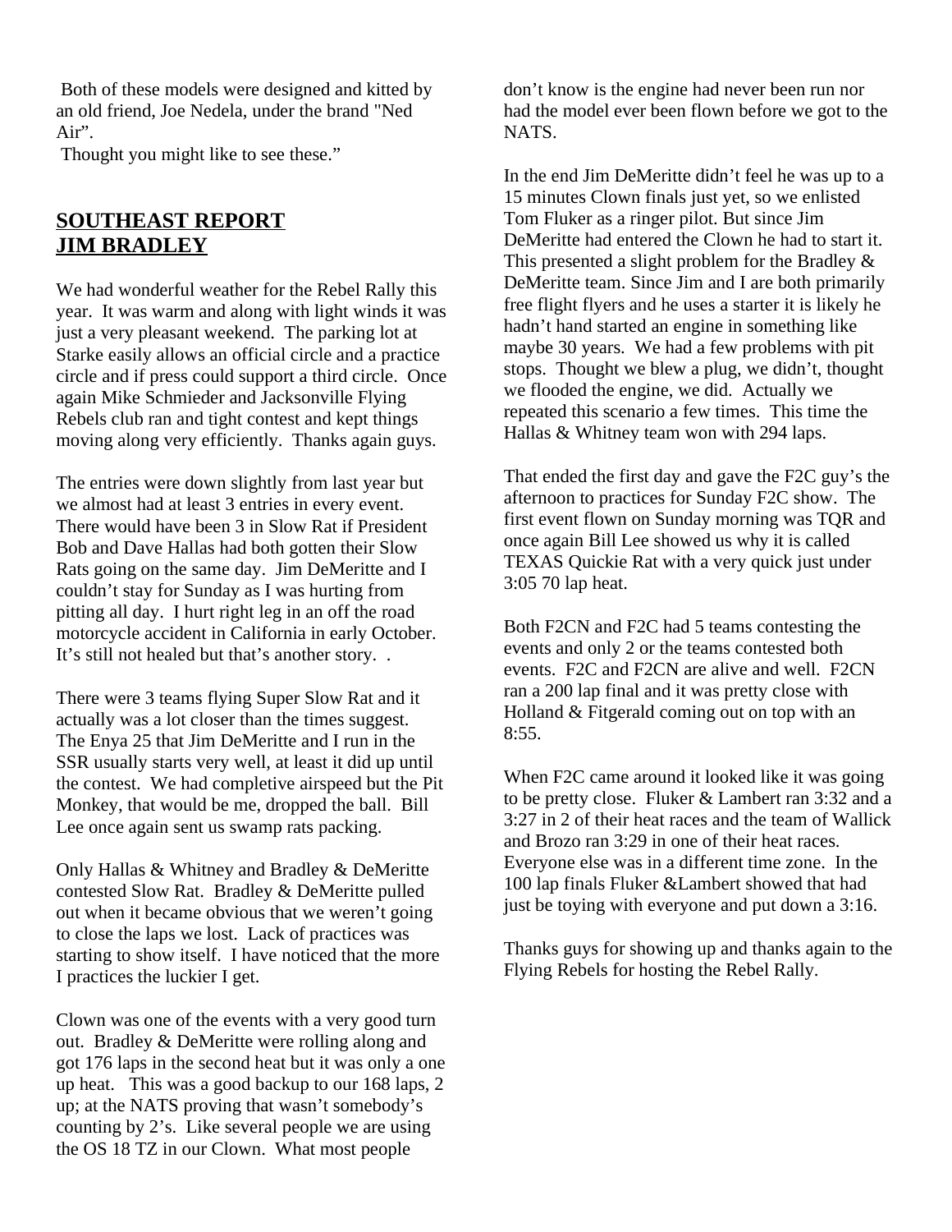Both of these models were designed and kitted by an old friend, Joe Nedela, under the brand "Ned Air".

Thought you might like to see these."

## SOUTHEAST REPORT
## JIM BRADLEY

We had wonderful weather for the Rebel Rally this year. It was warm and along with light winds it was just a very pleasant weekend. The parking lot at Starke easily allows an official circle and a practice circle and if press could support a third circle. Once again Mike Schmieder and Jacksonville Flying Rebels club ran and tight contest and kept things moving along very efficiently. Thanks again guys.

The entries were down slightly from last year but we almost had at least 3 entries in every event. There would have been 3 in Slow Rat if President Bob and Dave Hallas had both gotten their Slow Rats going on the same day. Jim DeMeritte and I couldn't stay for Sunday as I was hurting from pitting all day. I hurt right leg in an off the road motorcycle accident in California in early October. It's still not healed but that's another story. .

There were 3 teams flying Super Slow Rat and it actually was a lot closer than the times suggest. The Enya 25 that Jim DeMeritte and I run in the SSR usually starts very well, at least it did up until the contest. We had completive airspeed but the Pit Monkey, that would be me, dropped the ball. Bill Lee once again sent us swamp rats packing.

Only Hallas & Whitney and Bradley & DeMeritte contested Slow Rat. Bradley & DeMeritte pulled out when it became obvious that we weren't going to close the laps we lost. Lack of practices was starting to show itself. I have noticed that the more I practices the luckier I get.

Clown was one of the events with a very good turn out. Bradley & DeMeritte were rolling along and got 176 laps in the second heat but it was only a one up heat. This was a good backup to our 168 laps, 2 up; at the NATS proving that wasn't somebody's counting by 2's. Like several people we are using the OS 18 TZ in our Clown. What most people don't know is the engine had never been run nor had the model ever been flown before we got to the NATS.

In the end Jim DeMeritte didn't feel he was up to a 15 minutes Clown finals just yet, so we enlisted Tom Fluker as a ringer pilot. But since Jim DeMeritte had entered the Clown he had to start it. This presented a slight problem for the Bradley & DeMeritte team. Since Jim and I are both primarily free flight flyers and he uses a starter it is likely he hadn't hand started an engine in something like maybe 30 years. We had a few problems with pit stops. Thought we blew a plug, we didn't, thought we flooded the engine, we did. Actually we repeated this scenario a few times. This time the Hallas & Whitney team won with 294 laps.

That ended the first day and gave the F2C guy's the afternoon to practices for Sunday F2C show. The first event flown on Sunday morning was TQR and once again Bill Lee showed us why it is called TEXAS Quickie Rat with a very quick just under 3:05 70 lap heat.

Both F2CN and F2C had 5 teams contesting the events and only 2 or the teams contested both events. F2C and F2CN are alive and well. F2CN ran a 200 lap final and it was pretty close with Holland & Fitgerald coming out on top with an 8:55.

When F2C came around it looked like it was going to be pretty close. Fluker & Lambert ran 3:32 and a 3:27 in 2 of their heat races and the team of Wallick and Brozo ran 3:29 in one of their heat races. Everyone else was in a different time zone. In the 100 lap finals Fluker &Lambert showed that had just be toying with everyone and put down a 3:16.

Thanks guys for showing up and thanks again to the Flying Rebels for hosting the Rebel Rally.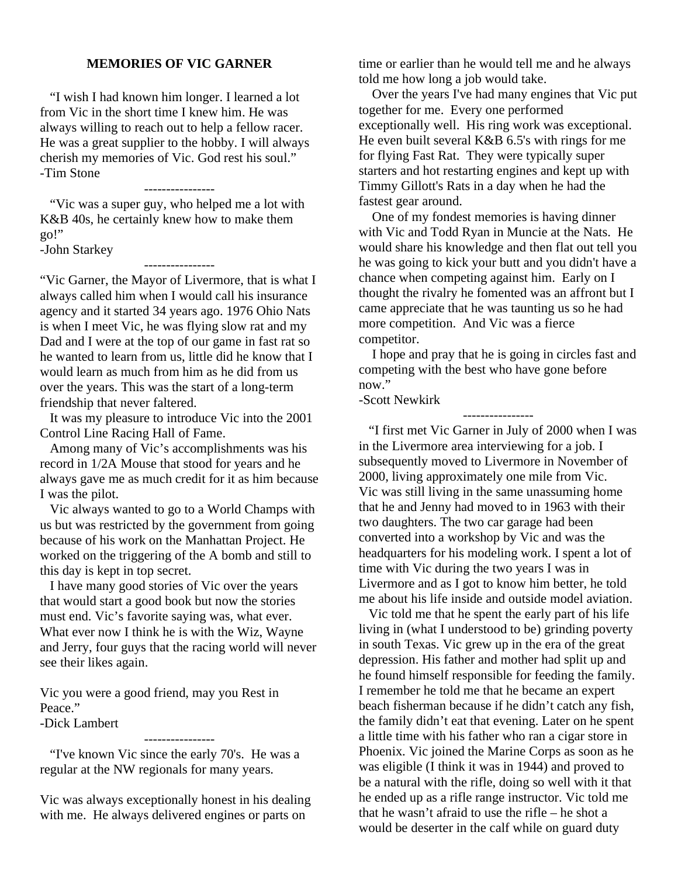## MEMORIES OF VIC GARNER

"I wish I had known him longer. I learned a lot from Vic in the short time I knew him. He was always willing to reach out to help a fellow racer. He was a great supplier to the hobby. I will always cherish my memories of Vic. God rest his soul."
-Tim Stone

----------------

"Vic was a super guy, who helped me a lot with K&B 40s, he certainly knew how to make them go!"
-John Starkey

----------------

"Vic Garner, the Mayor of Livermore, that is what I always called him when I would call his insurance agency and it started 34 years ago. 1976 Ohio Nats is when I meet Vic, he was flying slow rat and my Dad and I were at the top of our game in fast rat so he wanted to learn from us, little did he know that I would learn as much from him as he did from us over the years. This was the start of a long-term friendship that never faltered.

It was my pleasure to introduce Vic into the 2001 Control Line Racing Hall of Fame.

Among many of Vic's accomplishments was his record in 1/2A Mouse that stood for years and he always gave me as much credit for it as him because I was the pilot.

Vic always wanted to go to a World Champs with us but was restricted by the government from going because of his work on the Manhattan Project. He worked on the triggering of the A bomb and still to this day is kept in top secret.

I have many good stories of Vic over the years that would start a good book but now the stories must end. Vic's favorite saying was, what ever. What ever now I think he is with the Wiz, Wayne and Jerry, four guys that the racing world will never see their likes again.

Vic you were a good friend, may you Rest in Peace."
-Dick Lambert

----------------

"I've known Vic since the early 70's. He was a regular at the NW regionals for many years.

Vic was always exceptionally honest in his dealing with me. He always delivered engines or parts on time or earlier than he would tell me and he always told me how long a job would take.

Over the years I've had many engines that Vic put together for me. Every one performed exceptionally well. His ring work was exceptional. He even built several K&B 6.5's with rings for me for flying Fast Rat. They were typically super starters and hot restarting engines and kept up with Timmy Gillott's Rats in a day when he had the fastest gear around.

One of my fondest memories is having dinner with Vic and Todd Ryan in Muncie at the Nats. He would share his knowledge and then flat out tell you he was going to kick your butt and you didn't have a chance when competing against him. Early on I thought the rivalry he fomented was an affront but I came appreciate that he was taunting us so he had more competition. And Vic was a fierce competitor.

I hope and pray that he is going in circles fast and competing with the best who have gone before now."
-Scott Newkirk

----------------

"I first met Vic Garner in July of 2000 when I was in the Livermore area interviewing for a job. I subsequently moved to Livermore in November of 2000, living approximately one mile from Vic. Vic was still living in the same unassuming home that he and Jenny had moved to in 1963 with their two daughters. The two car garage had been converted into a workshop by Vic and was the headquarters for his modeling work. I spent a lot of time with Vic during the two years I was in Livermore and as I got to know him better, he told me about his life inside and outside model aviation.

Vic told me that he spent the early part of his life living in (what I understood to be) grinding poverty in south Texas. Vic grew up in the era of the great depression. His father and mother had split up and he found himself responsible for feeding the family. I remember he told me that he became an expert beach fisherman because if he didn't catch any fish, the family didn't eat that evening. Later on he spent a little time with his father who ran a cigar store in Phoenix. Vic joined the Marine Corps as soon as he was eligible (I think it was in 1944) and proved to be a natural with the rifle, doing so well with it that he ended up as a rifle range instructor. Vic told me that he wasn't afraid to use the rifle – he shot a would be deserter in the calf while on guard duty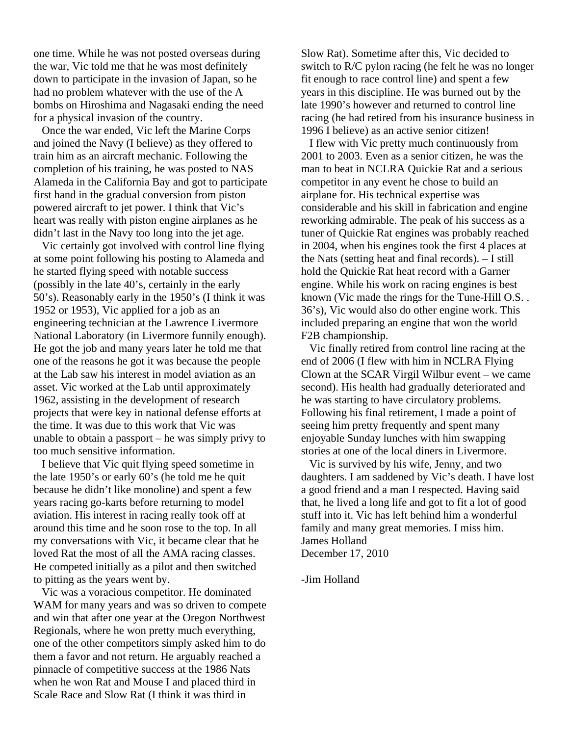one time. While he was not posted overseas during the war, Vic told me that he was most definitely down to participate in the invasion of Japan, so he had no problem whatever with the use of the A bombs on Hiroshima and Nagasaki ending the need for a physical invasion of the country.

Once the war ended, Vic left the Marine Corps and joined the Navy (I believe) as they offered to train him as an aircraft mechanic. Following the completion of his training, he was posted to NAS Alameda in the California Bay and got to participate first hand in the gradual conversion from piston powered aircraft to jet power. I think that Vic's heart was really with piston engine airplanes as he didn't last in the Navy too long into the jet age.

Vic certainly got involved with control line flying at some point following his posting to Alameda and he started flying speed with notable success (possibly in the late 40's, certainly in the early 50's). Reasonably early in the 1950's (I think it was 1952 or 1953), Vic applied for a job as an engineering technician at the Lawrence Livermore National Laboratory (in Livermore funnily enough). He got the job and many years later he told me that one of the reasons he got it was because the people at the Lab saw his interest in model aviation as an asset. Vic worked at the Lab until approximately 1962, assisting in the development of research projects that were key in national defense efforts at the time. It was due to this work that Vic was unable to obtain a passport – he was simply privy to too much sensitive information.

I believe that Vic quit flying speed sometime in the late 1950's or early 60's (he told me he quit because he didn't like monoline) and spent a few years racing go-karts before returning to model aviation. His interest in racing really took off at around this time and he soon rose to the top. In all my conversations with Vic, it became clear that he loved Rat the most of all the AMA racing classes. He competed initially as a pilot and then switched to pitting as the years went by.

Vic was a voracious competitor. He dominated WAM for many years and was so driven to compete and win that after one year at the Oregon Northwest Regionals, where he won pretty much everything, one of the other competitors simply asked him to do them a favor and not return. He arguably reached a pinnacle of competitive success at the 1986 Nats when he won Rat and Mouse I and placed third in Scale Race and Slow Rat (I think it was third in Slow Rat). Sometime after this, Vic decided to switch to R/C pylon racing (he felt he was no longer fit enough to race control line) and spent a few years in this discipline. He was burned out by the late 1990's however and returned to control line racing (he had retired from his insurance business in 1996 I believe) as an active senior citizen!

I flew with Vic pretty much continuously from 2001 to 2003. Even as a senior citizen, he was the man to beat in NCLRA Quickie Rat and a serious competitor in any event he chose to build an airplane for. His technical expertise was considerable and his skill in fabrication and engine reworking admirable. The peak of his success as a tuner of Quickie Rat engines was probably reached in 2004, when his engines took the first 4 places at the Nats (setting heat and final records). – I still hold the Quickie Rat heat record with a Garner engine. While his work on racing engines is best known (Vic made the rings for the Tune-Hill O.S. . 36's), Vic would also do other engine work. This included preparing an engine that won the world F2B championship.

Vic finally retired from control line racing at the end of 2006 (I flew with him in NCLRA Flying Clown at the SCAR Virgil Wilbur event – we came second). His health had gradually deteriorated and he was starting to have circulatory problems. Following his final retirement, I made a point of seeing him pretty frequently and spent many enjoyable Sunday lunches with him swapping stories at one of the local diners in Livermore.

Vic is survived by his wife, Jenny, and two daughters. I am saddened by Vic's death. I have lost a good friend and a man I respected. Having said that, he lived a long life and got to fit a lot of good stuff into it. Vic has left behind him a wonderful family and many great memories. I miss him.
James Holland
December 17, 2010

-Jim Holland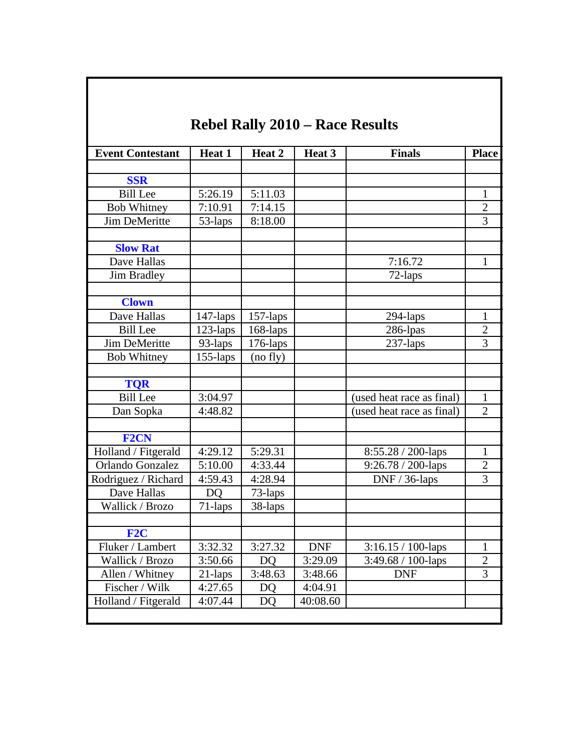## Rebel Rally 2010 – Race Results

| Event Contestant | Heat 1 | Heat 2 | Heat 3 | Finals | Place |
|---|---|---|---|---|---|
| | | | | | |
| **SSR** | | | | | |
| Bill Lee | 5:26.19 | 5:11.03 | | | 1 |
| Bob Whitney | 7:10.91 | 7:14.15 | | | 2 |
| Jim DeMeritte | 53-laps | 8:18.00 | | | 3 |
| | | | | | |
| **Slow Rat** | | | | | |
| Dave Hallas | | | | 7:16.72 | 1 |
| Jim Bradley | | | | 72-laps | |
| | | | | | |
| **Clown** | | | | | |
| Dave Hallas | 147-laps | 157-laps | | 294-laps | 1 |
| Bill Lee | 123-laps | 168-laps | | 286-lpas | 2 |
| Jim DeMeritte | 93-laps | 176-laps | | 237-laps | 3 |
| Bob Whitney | 155-laps | (no fly) | | | |
| | | | | | |
| **TQR** | | | | | |
| Bill Lee | 3:04.97 | | | (used heat race as final) | 1 |
| Dan Sopka | 4:48.82 | | | (used heat race as final) | 2 |
| | | | | | |
| **F2CN** | | | | | |
| Holland / Fitgerald | 4:29.12 | 5:29.31 | | 8:55.28 / 200-laps | 1 |
| Orlando Gonzalez | 5:10.00 | 4:33.44 | | 9:26.78 / 200-laps | 2 |
| Rodriguez / Richard | 4:59.43 | 4:28.94 | | DNF / 36-laps | 3 |
| Dave Hallas | DQ | 73-laps | | | |
| Wallick / Brozo | 71-laps | 38-laps | | | |
| | | | | | |
| **F2C** | | | | | |
| Fluker / Lambert | 3:32.32 | 3:27.32 | DNF | 3:16.15 / 100-laps | 1 |
| Wallick / Brozo | 3:50.66 | DQ | 3:29.09 | 3:49.68 / 100-laps | 2 |
| Allen / Whitney | 21-laps | 3:48.63 | 3:48.66 | DNF | 3 |
| Fischer / Wilk | 4:27.65 | DQ | 4:04.91 | | |
| Holland / Fitgerald | 4:07.44 | DQ | 40:08.60 | | |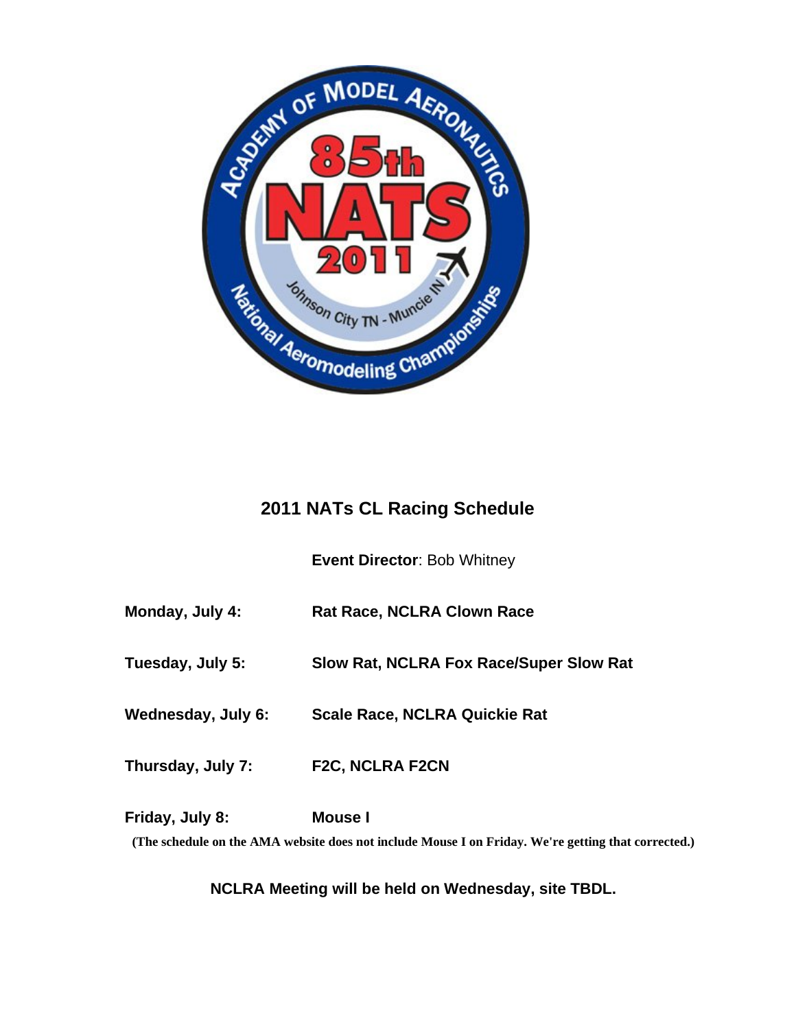## 2011 NATs CL Racing Schedule

**Event Director**: Bob Whitney

**Monday, July 4:** **Rat Race, NCLRA Clown Race**

**Tuesday, July 5:** **Slow Rat, NCLRA Fox Race/Super Slow Rat**

**Wednesday, July 6:** **Scale Race, NCLRA Quickie Rat**

**Thursday, July 7:** **F2C, NCLRA F2CN**

**Friday, July 8:** **Mouse I**

**(The schedule on the AMA website does not include Mouse I on Friday. We're getting that corrected.)**

**NCLRA Meeting will be held on Wednesday, site TBDL.**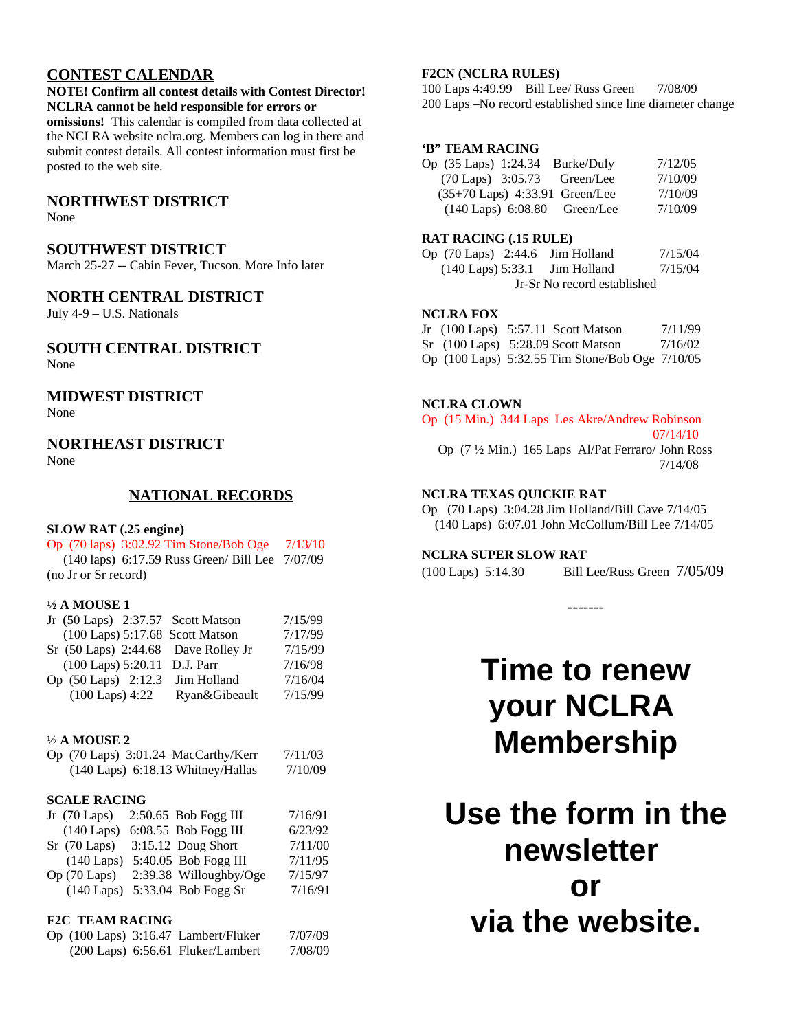## CONTEST CALENDAR

**NOTE! Confirm all contest details with Contest Director! NCLRA cannot be held responsible for errors or omissions!** This calendar is compiled from data collected at the NCLRA website nclra.org. Members can log in there and submit contest details. All contest information must first be posted to the web site.

### NORTHWEST DISTRICT
None

### SOUTHWEST DISTRICT
March 25-27 -- Cabin Fever, Tucson. More Info later

### NORTH CENTRAL DISTRICT
July 4-9 – U.S. Nationals

### SOUTH CENTRAL DISTRICT
None

### MIDWEST DISTRICT
None

### NORTHEAST DISTRICT
None

## NATIONAL RECORDS

**SLOW RAT (.25 engine)**

Op (70 laps) 3:02.92 Tim Stone/Bob Oge 7/13/10
(140 laps) 6:17.59 Russ Green/ Bill Lee 7/07/09
(no Jr or Sr record)

**½ A MOUSE 1**

| | | | | |
|---|---|---|---|---|
| Jr | (50 Laps) | 2:37.57 | Scott Matson | 7/15/99 |
| | (100 Laps) | 5:17.68 | Scott Matson | 7/17/99 |
| Sr | (50 Laps) | 2:44.68 | Dave Rolley Jr | 7/15/99 |
| | (100 Laps) | 5:20.11 | D.J. Parr | 7/16/98 |
| Op | (50 Laps) | 2:12.3 | Jim Holland | 7/16/04 |
| | (100 Laps) | 4:22 | Ryan&Gibeault | 7/15/99 |

**½ A MOUSE 2**

| | | | | |
|---|---|---|---|---|
| Op | (70 Laps) | 3:01.24 | MacCarthy/Kerr | 7/11/03 |
| | (140 Laps) | 6:18.13 | Whitney/Hallas | 7/10/09 |

**SCALE RACING**

| | | | | |
|---|---|---|---|---|
| Jr | (70 Laps) | 2:50.65 | Bob Fogg III | 7/16/91 |
| | (140 Laps) | 6:08.55 | Bob Fogg III | 6/23/92 |
| Sr | (70 Laps) | 3:15.12 | Doug Short | 7/11/00 |
| | (140 Laps) | 5:40.05 | Bob Fogg III | 7/11/95 |
| Op | (70 Laps) | 2:39.38 | Willoughby/Oge | 7/15/97 |
| | (140 Laps) | 5:33.04 | Bob Fogg Sr | 7/16/91 |

**F2C TEAM RACING**

| | | | | |
|---|---|---|---|---|
| Op | (100 Laps) | 3:16.47 | Lambert/Fluker | 7/07/09 |
| | (200 Laps) | 6:56.61 | Fluker/Lambert | 7/08/09 |

**F2CN (NCLRA RULES)**

100 Laps 4:49.99 Bill Lee/ Russ Green 7/08/09
200 Laps –No record established since line diameter change

**'B" TEAM RACING**

| | | | | |
|---|---|---|---|---|
| Op | (35 Laps) | 1:24.34 | Burke/Duly | 7/12/05 |
| | (70 Laps) | 3:05.73 | Green/Lee | 7/10/09 |
| | (35+70 Laps) | 4:33.91 | Green/Lee | 7/10/09 |
| | (140 Laps) | 6:08.80 | Green/Lee | 7/10/09 |

**RAT RACING (.15 RULE)**

| | | | | |
|---|---|---|---|---|
| Op | (70 Laps) | 2:44.6 | Jim Holland | 7/15/04 |
| | (140 Laps) | 5:33.1 | Jim Holland | 7/15/04 |

Jr-Sr No record established

**NCLRA FOX**

| | | | | |
|---|---|---|---|---|
| Jr | (100 Laps) | 5:57.11 | Scott Matson | 7/11/99 |
| Sr | (100 Laps) | 5:28.09 | Scott Matson | 7/16/02 |
| Op | (100 Laps) | 5:32.55 | Tim Stone/Bob Oge | 7/10/05 |

**NCLRA CLOWN**

Op (15 Min.) 344 Laps Les Akre/Andrew Robinson 07/14/10
Op (7 ½ Min.) 165 Laps Al/Pat Ferraro/ John Ross 7/14/08

**NCLRA TEXAS QUICKIE RAT**

Op (70 Laps) 3:04.28 Jim Holland/Bill Cave 7/14/05
(140 Laps) 6:07.01 John McCollum/Bill Lee 7/14/05

**NCLRA SUPER SLOW RAT**

(100 Laps) 5:14.30 Bill Lee/Russ Green 7/05/09

-------

# Time to renew your NCLRA Membership

# Use the form in the newsletter or via the website.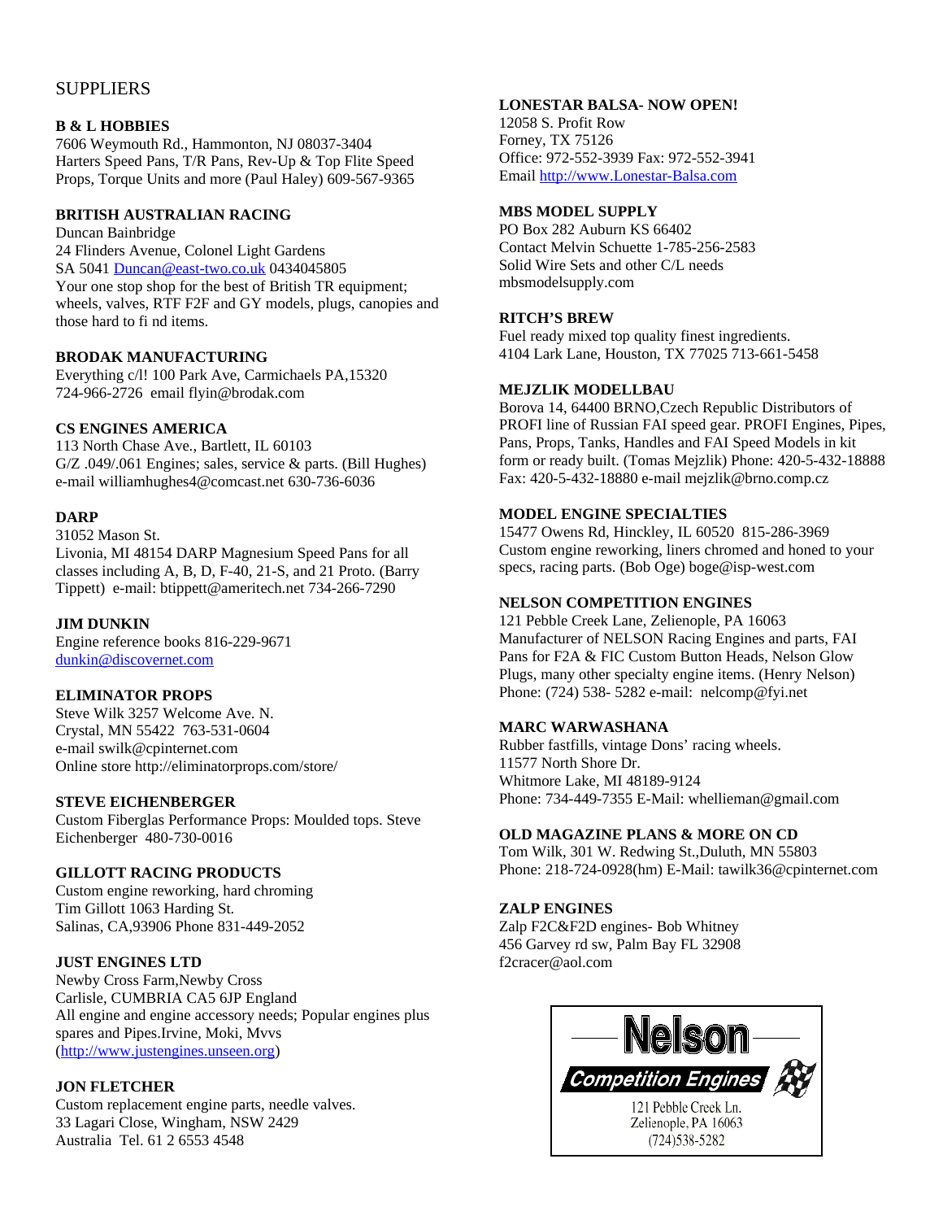# SUPPLIERS

**B & L HOBBIES**
7606 Weymouth Rd., Hammonton, NJ 08037-3404
Harters Speed Pans, T/R Pans, Rev-Up & Top Flite Speed Props, Torque Units and more (Paul Haley) 609-567-9365

**BRITISH AUSTRALIAN RACING**
Duncan Bainbridge
24 Flinders Avenue, Colonel Light Gardens
SA 5041 Duncan@east-two.co.uk 0434045805
Your one stop shop for the best of British TR equipment; wheels, valves, RTF F2F and GY models, plugs, canopies and those hard to fi nd items.

**BRODAK MANUFACTURING**
Everything c/l! 100 Park Ave, Carmichaels PA,15320
724-966-2726 email flyin@brodak.com

**CS ENGINES AMERICA**
113 North Chase Ave., Bartlett, IL 60103
G/Z .049/.061 Engines; sales, service & parts. (Bill Hughes)
e-mail williamhughes4@comcast.net 630-736-6036

**DARP**
31052 Mason St.
Livonia, MI 48154 DARP Magnesium Speed Pans for all classes including A, B, D, F-40, 21-S, and 21 Proto. (Barry Tippett) e-mail: btippett@ameritech.net 734-266-7290

**JIM DUNKIN**
Engine reference books 816-229-9671
dunkin@discovernet.com

**ELIMINATOR PROPS**
Steve Wilk 3257 Welcome Ave. N.
Crystal, MN 55422 763-531-0604
e-mail swilk@cpinternet.com
Online store http://eliminatorprops.com/store/

**STEVE EICHENBERGER**
Custom Fiberglas Performance Props: Moulded tops. Steve Eichenberger 480-730-0016

**GILLOTT RACING PRODUCTS**
Custom engine reworking, hard chroming
Tim Gillott 1063 Harding St.
Salinas, CA,93906 Phone 831-449-2052

**JUST ENGINES LTD**
Newby Cross Farm,Newby Cross
Carlisle, CUMBRIA CA5 6JP England
All engine and engine accessory needs; Popular engines plus spares and Pipes.Irvine, Moki, Mvvs
(http://www.justengines.unseen.org)

**JON FLETCHER**
Custom replacement engine parts, needle valves.
33 Lagari Close, Wingham, NSW 2429
Australia Tel. 61 2 6553 4548

**LONESTAR BALSA- NOW OPEN!**
12058 S. Profit Row
Forney, TX 75126
Office: 972-552-3939 Fax: 972-552-3941
Email http://www.Lonestar-Balsa.com

**MBS MODEL SUPPLY**
PO Box 282 Auburn KS 66402
Contact Melvin Schuette 1-785-256-2583
Solid Wire Sets and other C/L needs
mbsmodelsupply.com

**RITCH'S BREW**
Fuel ready mixed top quality finest ingredients.
4104 Lark Lane, Houston, TX 77025 713-661-5458

**MEJZLIK MODELLBAU**
Borova 14, 64400 BRNO,Czech Republic Distributors of PROFI line of Russian FAI speed gear. PROFI Engines, Pipes, Pans, Props, Tanks, Handles and FAI Speed Models in kit form or ready built. (Tomas Mejzlik) Phone: 420-5-432-18888 Fax: 420-5-432-18880 e-mail mejzlik@brno.comp.cz

**MODEL ENGINE SPECIALTIES**
15477 Owens Rd, Hinckley, IL 60520 815-286-3969
Custom engine reworking, liners chromed and honed to your specs, racing parts. (Bob Oge) boge@isp-west.com

**NELSON COMPETITION ENGINES**
121 Pebble Creek Lane, Zelienople, PA 16063
Manufacturer of NELSON Racing Engines and parts, FAI Pans for F2A & FIC Custom Button Heads, Nelson Glow Plugs, many other specialty engine items. (Henry Nelson)
Phone: (724) 538- 5282 e-mail: nelcomp@fyi.net

**MARC WARWASHANA**
Rubber fastfills, vintage Dons' racing wheels.
11577 North Shore Dr.
Whitmore Lake, MI 48189-9124
Phone: 734-449-7355 E-Mail: whellieman@gmail.com

**OLD MAGAZINE PLANS & MORE ON CD**
Tom Wilk, 301 W. Redwing St.,Duluth, MN 55803
Phone: 218-724-0928(hm) E-Mail: tawilk36@cpinternet.com

**ZALP ENGINES**
Zalp F2C&F2D engines- Bob Whitney
456 Garvey rd sw, Palm Bay FL 32908
f2cracer@aol.com

**Nelson**
*Competition Engines*
121 Pebble Creek Ln.
Zelienople, PA 16063
(724)538-5282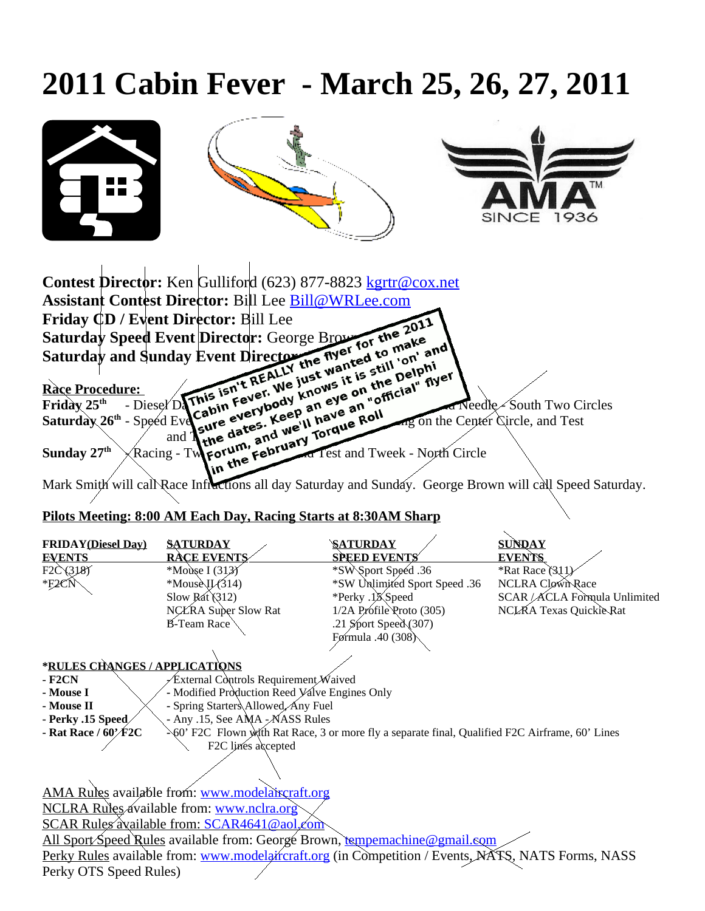# 2011 Cabin Fever - March 25, 26, 27, 2011

**Contest Director:** Ken Gulliford (623) 877-8823 kgrtr@cox.net
**Assistant Contest Director:** Bill Lee Bill@WRLee.com
**Friday CD / Event Director:** Bill Lee
**Saturday Speed Event Director:** George Brown
**Saturday and Sunday Event Director:**

This isn't REALLY the flyer for the 2011 Cabin Fever. We just wanted to make sure everybody knows it is still 'on' and the dates. Keep an eye on the Delphi Forum, and we'll have an "official" flyer in the February Torque Roll

**Race Procedure:**
**Friday 25th** - Diesel Da... Needle - South Two Circles
**Saturday 26th** - Speed Eve... on the Center Circle, and Test and T...
**Sunday 27th** - Racing - Tw... Test and Tweek - North Circle

Mark Smith will call Race Infractions all day Saturday and Sunday. George Brown will call Speed Saturday.

**Pilots Meeting: 8:00 AM Each Day, Racing Starts at 8:30AM Sharp**

| FRIDAY(Diesel Day) EVENTS | SATURDAY RACE EVENTS | SATURDAY SPEED EVENTS | SUNDAY EVENTS |
|---|---|---|---|
| F2C (318) | *Mouse I (313) | *SW Sport Speed .36 | *Rat Race (311) |
| *F2CN | *Mouse II (314) | *SW Unlimited Sport Speed .36 | NCLRA Clown Race |
| | Slow Rat (312) | *Perky .15 Speed | SCAR / ACLA Formula Unlimited |
| | NCLRA Super Slow Rat | 1/2A Profile Proto (305) | NCLRA Texas Quickie Rat |
| | B-Team Race | .21 Sport Speed (307) | |
| | | Formula .40 (308) | |

**\*RULES CHANGES / APPLICATIONS**

| | |
|---|---|
| **- F2CN** | - External Controls Requirement Waived |
| **- Mouse I** | - Modified Production Reed Valve Engines Only |
| **- Mouse II** | - Spring Starters Allowed, Any Fuel |
| **- Perky .15 Speed** | - Any .15, See AMA - NASS Rules |
| **- Rat Race / 60' F2C** | - 60' F2C Flown with Rat Race, 3 or more fly a separate final, Qualified F2C Airframe, 60' Lines F2C lines accepted |

AMA Rules available from: www.modelaircraft.org
NCLRA Rules available from: www.nclra.org
SCAR Rules available from: SCAR4641@aol.com
All Sport Speed Rules available from: George Brown, tempemachine@gmail.com
Perky Rules available from: www.modelaircraft.org (in Competition / Events, NATS, NATS Forms, NASS Perky OTS Speed Rules)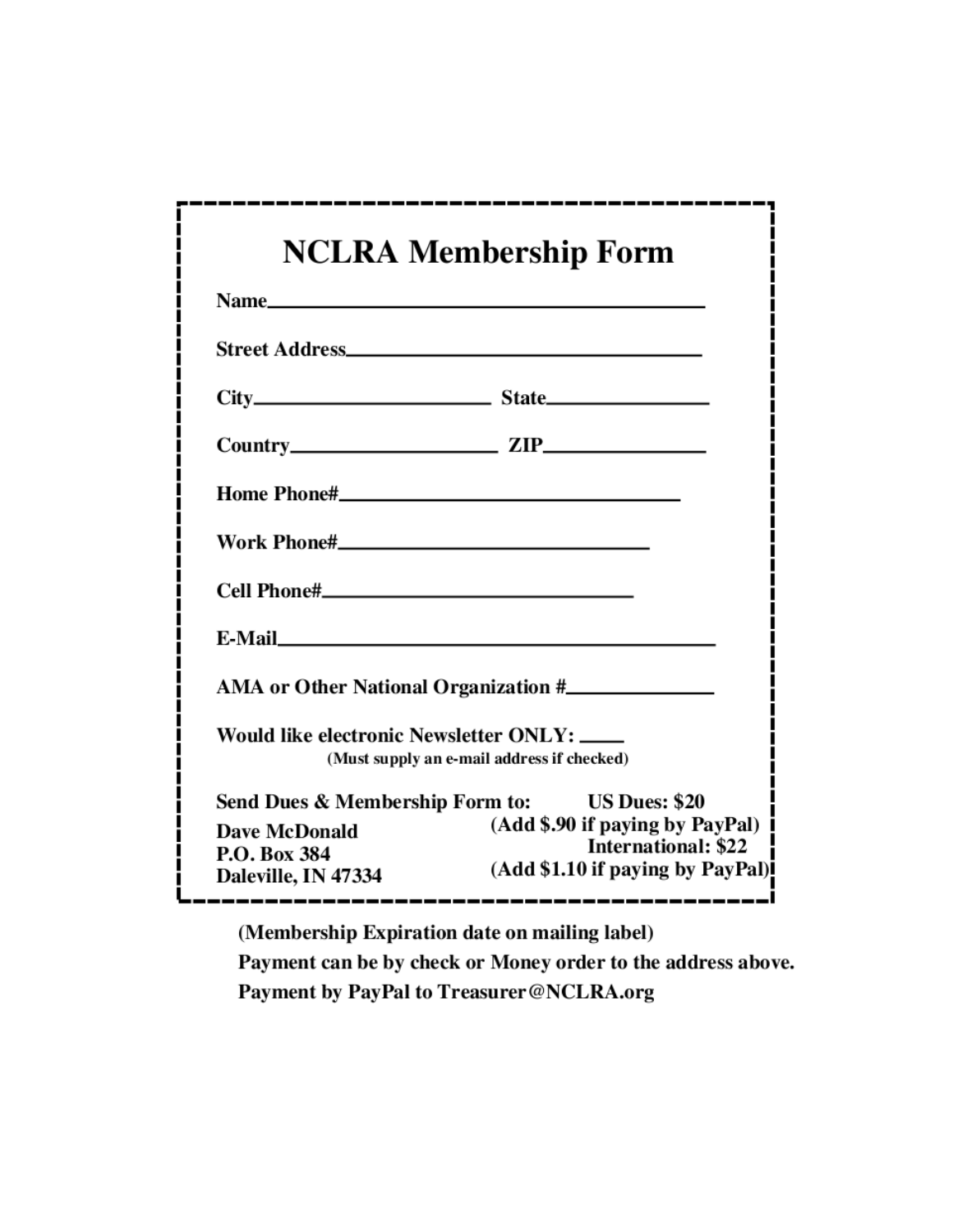# NCLRA Membership Form

**Name**\_\_\_\_\_\_\_\_\_\_\_\_\_\_\_\_\_\_\_\_\_\_\_\_\_\_\_\_\_\_\_\_\_\_\_\_\_\_\_\_

**Street Address**\_\_\_\_\_\_\_\_\_\_\_\_\_\_\_\_\_\_\_\_\_\_\_\_\_\_\_\_\_\_\_\_\_

**City**\_\_\_\_\_\_\_\_\_\_\_\_\_\_\_\_\_\_\_\_\_\_ **State**\_\_\_\_\_\_\_\_\_\_\_\_\_\_\_

**Country**\_\_\_\_\_\_\_\_\_\_\_\_\_\_\_\_\_\_\_ **ZIP**\_\_\_\_\_\_\_\_\_\_\_\_\_\_\_

**Home Phone#**\_\_\_\_\_\_\_\_\_\_\_\_\_\_\_\_\_\_\_\_\_\_\_\_\_\_\_\_\_\_\_

**Work Phone#**\_\_\_\_\_\_\_\_\_\_\_\_\_\_\_\_\_\_\_\_\_\_\_\_\_\_\_\_

**Cell Phone#**\_\_\_\_\_\_\_\_\_\_\_\_\_\_\_\_\_\_\_\_\_\_\_\_\_\_\_\_

**E-Mail**\_\_\_\_\_\_\_\_\_\_\_\_\_\_\_\_\_\_\_\_\_\_\_\_\_\_\_\_\_\_\_\_\_\_\_\_\_\_\_\_\_\_

**AMA or Other National Organization #**\_\_\_\_\_\_\_\_\_\_\_\_\_\_\_

**Would like electronic Newsletter ONLY:** \_\_\_\_

**(Must supply an e-mail address if checked)**

**Send Dues & Membership Form to:**

**Dave McDonald**
**P.O. Box 384**
**Daleville, IN 47334**

**US Dues: $20**
**(Add $.90 if paying by PayPal)**
**International: $22**
**(Add $1.10 if paying by PayPal)**

**(Membership Expiration date on mailing label)**

**Payment can be by check or Money order to the address above.**

**Payment by PayPal to Treasurer@NCLRA.org**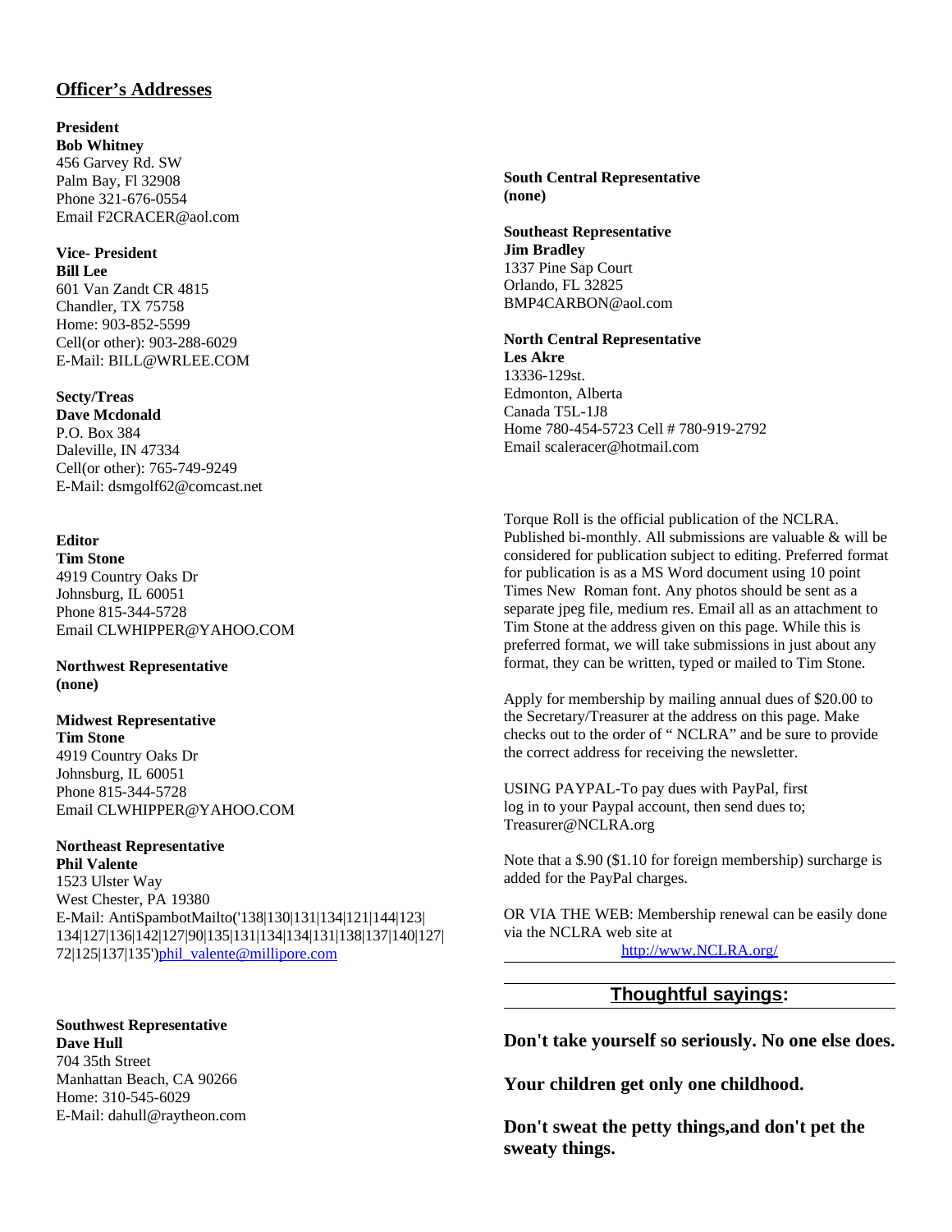## Officer's Addresses

**President**
**Bob Whitney**
456 Garvey Rd. SW
Palm Bay, Fl 32908
Phone 321-676-0554
Email F2CRACER@aol.com

**Vice- President**
**Bill Lee**
601 Van Zandt CR 4815
Chandler, TX 75758
Home: 903-852-5599
Cell(or other): 903-288-6029
E-Mail: BILL@WRLEE.COM

**Secty/Treas**
**Dave Mcdonald**
P.O. Box 384
Daleville, IN 47334
Cell(or other): 765-749-9249
E-Mail: dsmgolf62@comcast.net

**Editor**
**Tim Stone**
4919 Country Oaks Dr
Johnsburg, IL 60051
Phone 815-344-5728
Email CLWHIPPER@YAHOO.COM

**Northwest Representative**
**(none)**

**Midwest Representative**
**Tim Stone**
4919 Country Oaks Dr
Johnsburg, IL 60051
Phone 815-344-5728
Email CLWHIPPER@YAHOO.COM

**Northeast Representative**
**Phil Valente**
1523 Ulster Way
West Chester, PA 19380
E-Mail: AntiSpambotMailto('138|130|131|134|121|144|123|134|127|136|142|127|90|135|131|134|134|131|138|137|140|127|72|125|137|135')phil_valente@millipore.com

**Southwest Representative**
**Dave Hull**
704 35th Street
Manhattan Beach, CA 90266
Home: 310-545-6029
E-Mail: dahull@raytheon.com

**South Central Representative**
**(none)**

**Southeast Representative**
**Jim Bradley**
1337 Pine Sap Court
Orlando, FL 32825
BMP4CARBON@aol.com

**North Central Representative**
**Les Akre**
13336-129st.
Edmonton, Alberta
Canada T5L-1J8
Home 780-454-5723 Cell # 780-919-2792
Email scaleracer@hotmail.com

Torque Roll is the official publication of the NCLRA. Published bi-monthly. All submissions are valuable & will be considered for publication subject to editing. Preferred format for publication is as a MS Word document using 10 point Times New Roman font. Any photos should be sent as a separate jpeg file, medium res. Email all as an attachment to Tim Stone at the address given on this page. While this is preferred format, we will take submissions in just about any format, they can be written, typed or mailed to Tim Stone.

Apply for membership by mailing annual dues of $20.00 to the Secretary/Treasurer at the address on this page. Make checks out to the order of " NCLRA" and be sure to provide the correct address for receiving the newsletter.

USING PAYPAL-To pay dues with PayPal, first log in to your Paypal account, then send dues to; Treasurer@NCLRA.org

Note that a $.90 ($1.10 for foreign membership) surcharge is added for the PayPal charges.

OR VIA THE WEB: Membership renewal can be easily done via the NCLRA web site at
http://www.NCLRA.org/

## Thoughtful sayings:

**Don't take yourself so seriously. No one else does.**

**Your children get only one childhood.**

**Don't sweat the petty things,and don't pet the sweaty things.**